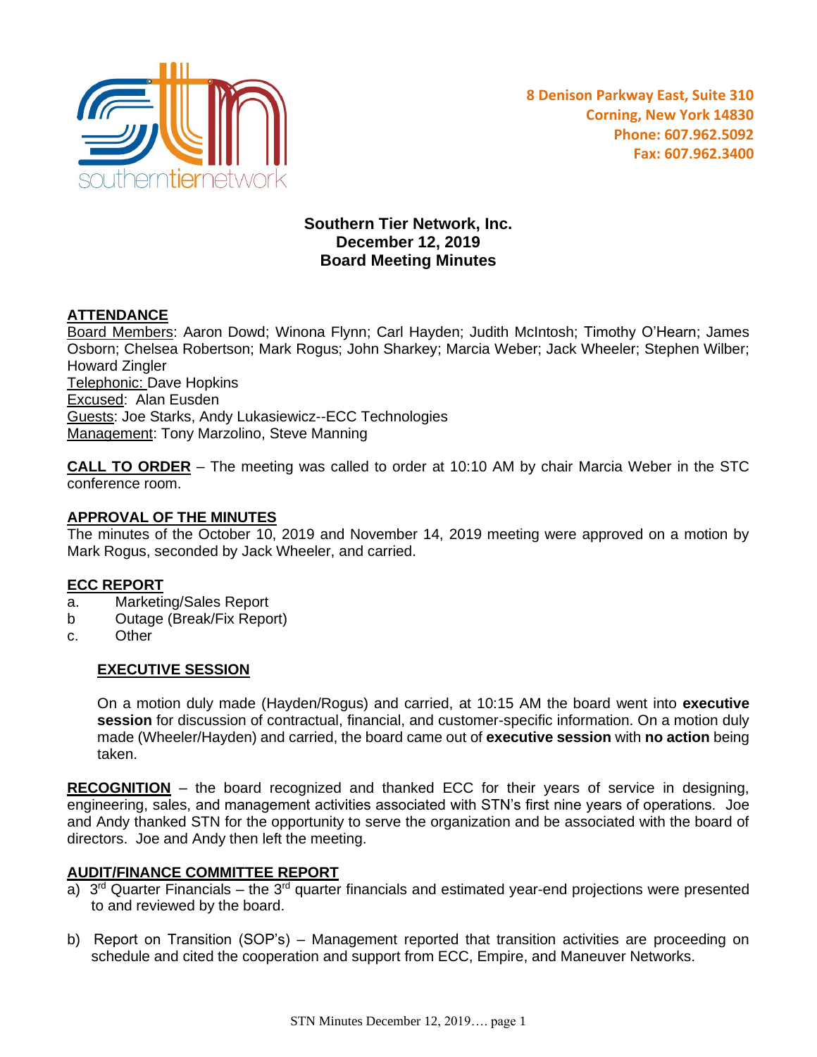southerntiernetwork

8 Denison Parkway East, Suite 310
Corning, New York 14830
Phone: 607.962.5092
Fax: 607.962.3400

# Southern Tier Network, Inc.
# December 12, 2019
# Board Meeting Minutes

## ATTENDANCE

Board Members: Aaron Dowd; Winona Flynn; Carl Hayden; Judith McIntosh; Timothy O'Hearn; James Osborn; Chelsea Robertson; Mark Rogus; John Sharkey; Marcia Weber; Jack Wheeler; Stephen Wilber; Howard Zingler
Telephonic: Dave Hopkins
Excused: Alan Eusden
Guests: Joe Starks, Andy Lukasiewicz--ECC Technologies
Management: Tony Marzolino, Steve Manning

**CALL TO ORDER** – The meeting was called to order at 10:10 AM by chair Marcia Weber in the STC conference room.

## APPROVAL OF THE MINUTES

The minutes of the October 10, 2019 and November 14, 2019 meeting were approved on a motion by Mark Rogus, seconded by Jack Wheeler, and carried.

## ECC REPORT

a. Marketing/Sales Report
b Outage (Break/Fix Report)
c. Other

### EXECUTIVE SESSION

On a motion duly made (Hayden/Rogus) and carried, at 10:15 AM the board went into **executive session** for discussion of contractual, financial, and customer-specific information. On a motion duly made (Wheeler/Hayden) and carried, the board came out of **executive session** with **no action** being taken.

**RECOGNITION** – the board recognized and thanked ECC for their years of service in designing, engineering, sales, and management activities associated with STN's first nine years of operations. Joe and Andy thanked STN for the opportunity to serve the organization and be associated with the board of directors. Joe and Andy then left the meeting.

## AUDIT/FINANCE COMMITTEE REPORT

a) 3rd Quarter Financials – the 3rd quarter financials and estimated year-end projections were presented to and reviewed by the board.

b) Report on Transition (SOP's) – Management reported that transition activities are proceeding on schedule and cited the cooperation and support from ECC, Empire, and Maneuver Networks.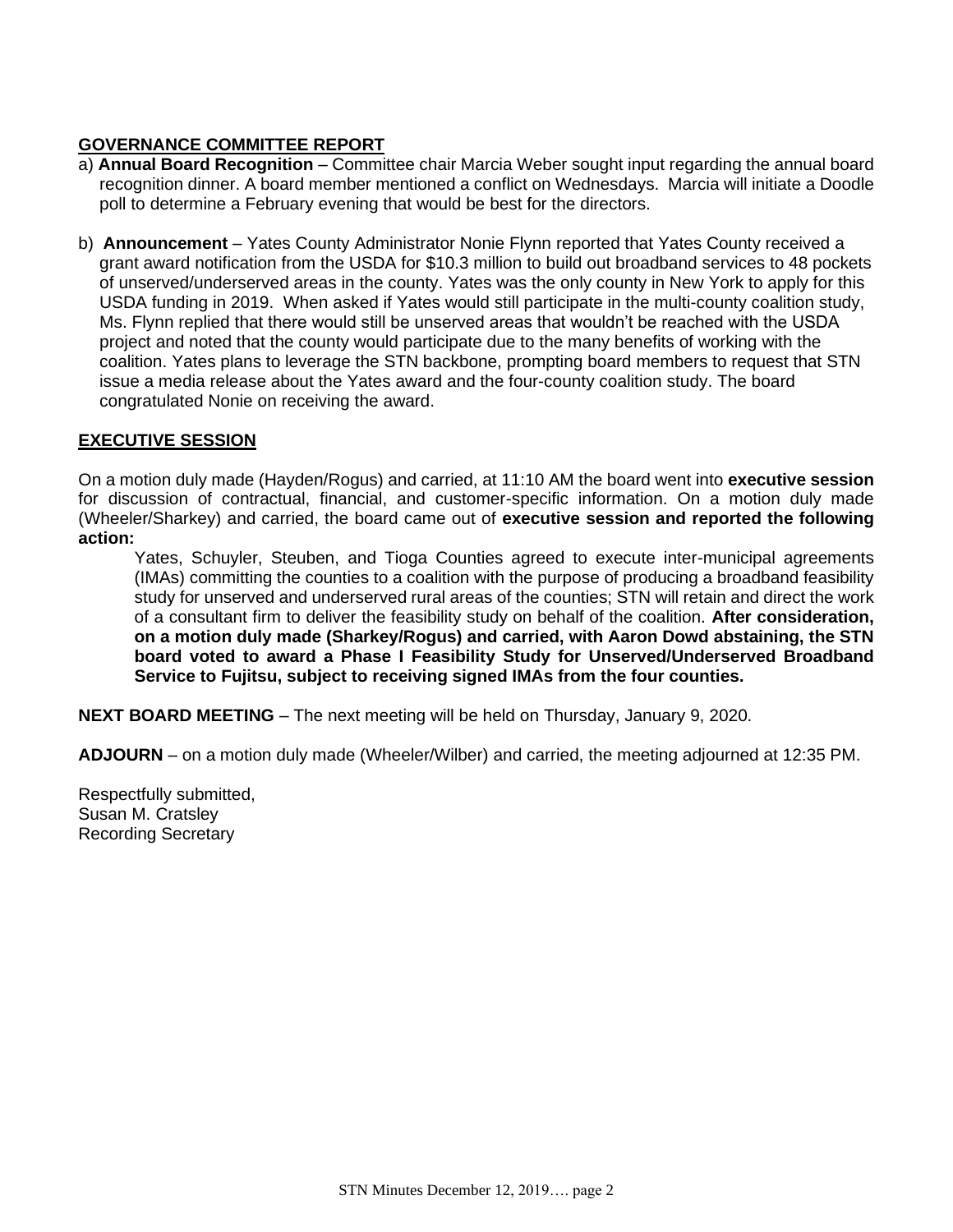**GOVERNANCE COMMITTEE REPORT**

a) **Annual Board Recognition** – Committee chair Marcia Weber sought input regarding the annual board recognition dinner. A board member mentioned a conflict on Wednesdays. Marcia will initiate a Doodle poll to determine a February evening that would be best for the directors.

b) **Announcement** – Yates County Administrator Nonie Flynn reported that Yates County received a grant award notification from the USDA for $10.3 million to build out broadband services to 48 pockets of unserved/underserved areas in the county. Yates was the only county in New York to apply for this USDA funding in 2019. When asked if Yates would still participate in the multi-county coalition study, Ms. Flynn replied that there would still be unserved areas that wouldn't be reached with the USDA project and noted that the county would participate due to the many benefits of working with the coalition. Yates plans to leverage the STN backbone, prompting board members to request that STN issue a media release about the Yates award and the four-county coalition study. The board congratulated Nonie on receiving the award.

**EXECUTIVE SESSION**

On a motion duly made (Hayden/Rogus) and carried, at 11:10 AM the board went into **executive session** for discussion of contractual, financial, and customer-specific information. On a motion duly made (Wheeler/Sharkey) and carried, the board came out of **executive session and reported the following action:**

Yates, Schuyler, Steuben, and Tioga Counties agreed to execute inter-municipal agreements (IMAs) committing the counties to a coalition with the purpose of producing a broadband feasibility study for unserved and underserved rural areas of the counties; STN will retain and direct the work of a consultant firm to deliver the feasibility study on behalf of the coalition. **After consideration, on a motion duly made (Sharkey/Rogus) and carried, with Aaron Dowd abstaining, the STN board voted to award a Phase I Feasibility Study for Unserved/Underserved Broadband Service to Fujitsu, subject to receiving signed IMAs from the four counties.**

**NEXT BOARD MEETING** – The next meeting will be held on Thursday, January 9, 2020.

**ADJOURN** – on a motion duly made (Wheeler/Wilber) and carried, the meeting adjourned at 12:35 PM.

Respectfully submitted,
Susan M. Cratsley
Recording Secretary